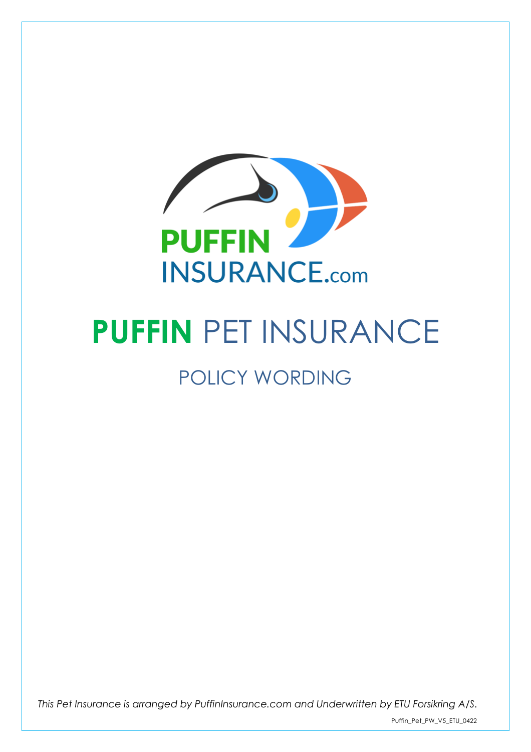PUFFIN INSURANCE.com

# PUFFIN PET INSURANCE

## POLICY WORDING

*This Pet Insurance is arranged by PuffinInsurance.com and Underwritten by ETU Forsikring A/S.*

Puffin_Pet_PW_V5_ETU_0422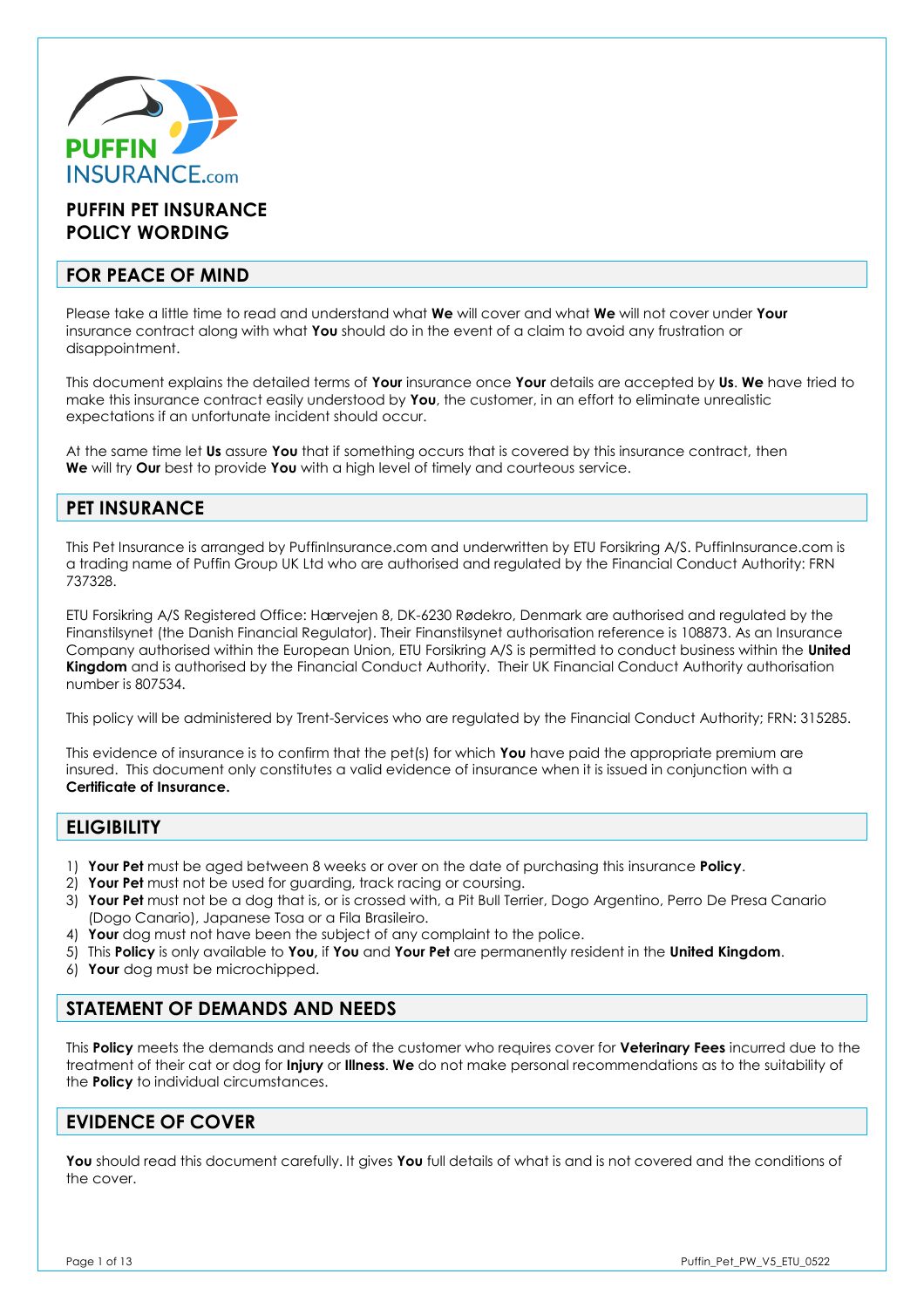# PUFFIN PET INSURANCE
# POLICY WORDING

## FOR PEACE OF MIND

Please take a little time to read and understand what **We** will cover and what **We** will not cover under **Your** insurance contract along with what **You** should do in the event of a claim to avoid any frustration or disappointment.

This document explains the detailed terms of **Your** insurance once **Your** details are accepted by **Us**. **We** have tried to make this insurance contract easily understood by **You**, the customer, in an effort to eliminate unrealistic expectations if an unfortunate incident should occur.

At the same time let **Us** assure **You** that if something occurs that is covered by this insurance contract, then **We** will try **Our** best to provide **You** with a high level of timely and courteous service.

## PET INSURANCE

This Pet Insurance is arranged by PuffinInsurance.com and underwritten by ETU Forsikring A/S. PuffinInsurance.com is a trading name of Puffin Group UK Ltd who are authorised and regulated by the Financial Conduct Authority: FRN 737328.

ETU Forsikring A/S Registered Office: Hærvejen 8, DK-6230 Rødekro, Denmark are authorised and regulated by the Finanstilsynet (the Danish Financial Regulator). Their Finanstilsynet authorisation reference is 108873. As an Insurance Company authorised within the European Union, ETU Forsikring A/S is permitted to conduct business within the **United Kingdom** and is authorised by the Financial Conduct Authority. Their UK Financial Conduct Authority authorisation number is 807534.

This policy will be administered by Trent-Services who are regulated by the Financial Conduct Authority; FRN: 315285.

This evidence of insurance is to confirm that the pet(s) for which **You** have paid the appropriate premium are insured. This document only constitutes a valid evidence of insurance when it is issued in conjunction with a **Certificate of Insurance.**

## ELIGIBILITY

1) **Your Pet** must be aged between 8 weeks or over on the date of purchasing this insurance **Policy**.
2) **Your Pet** must not be used for guarding, track racing or coursing.
3) **Your Pet** must not be a dog that is, or is crossed with, a Pit Bull Terrier, Dogo Argentino, Perro De Presa Canario (Dogo Canario), Japanese Tosa or a Fila Brasileiro.
4) **Your** dog must not have been the subject of any complaint to the police.
5) This **Policy** is only available to **You,** if **You** and **Your Pet** are permanently resident in the **United Kingdom**.
6) **Your** dog must be microchipped.

## STATEMENT OF DEMANDS AND NEEDS

This **Policy** meets the demands and needs of the customer who requires cover for **Veterinary Fees** incurred due to the treatment of their cat or dog for **Injury** or **Illness**. **We** do not make personal recommendations as to the suitability of the **Policy** to individual circumstances.

## EVIDENCE OF COVER

**You** should read this document carefully. It gives **You** full details of what is and is not covered and the conditions of the cover.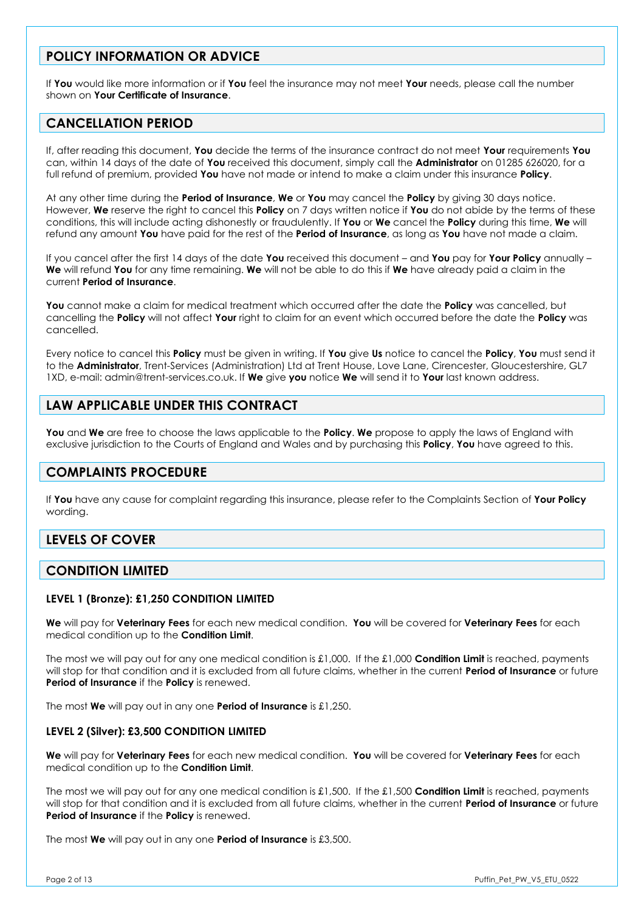## POLICY INFORMATION OR ADVICE

If **You** would like more information or if **You** feel the insurance may not meet **Your** needs, please call the number shown on **Your Certificate of Insurance**.

## CANCELLATION PERIOD

If, after reading this document, **You** decide the terms of the insurance contract do not meet **Your** requirements **You** can, within 14 days of the date of **You** received this document, simply call the **Administrator** on 01285 626020, for a full refund of premium, provided **You** have not made or intend to make a claim under this insurance **Policy**.

At any other time during the **Period of Insurance**, **We** or **You** may cancel the **Policy** by giving 30 days notice. However, **We** reserve the right to cancel this **Policy** on 7 days written notice if **You** do not abide by the terms of these conditions, this will include acting dishonestly or fraudulently. If **You** or **We** cancel the **Policy** during this time, **We** will refund any amount **You** have paid for the rest of the **Period of Insurance**, as long as **You** have not made a claim.

If you cancel after the first 14 days of the date **You** received this document – and **You** pay for **Your Policy** annually – **We** will refund **You** for any time remaining. **We** will not be able to do this if **We** have already paid a claim in the current **Period of Insurance**.

**You** cannot make a claim for medical treatment which occurred after the date the **Policy** was cancelled, but cancelling the **Policy** will not affect **Your** right to claim for an event which occurred before the date the **Policy** was cancelled.

Every notice to cancel this **Policy** must be given in writing. If **You** give **Us** notice to cancel the **Policy**, **You** must send it to the **Administrator**, Trent-Services (Administration) Ltd at Trent House, Love Lane, Cirencester, Gloucestershire, GL7 1XD, e-mail: admin@trent-services.co.uk. If **We** give **you** notice **We** will send it to **Your** last known address.

## LAW APPLICABLE UNDER THIS CONTRACT

**You** and **We** are free to choose the laws applicable to the **Policy**. **We** propose to apply the laws of England with exclusive jurisdiction to the Courts of England and Wales and by purchasing this **Policy**, **You** have agreed to this.

## COMPLAINTS PROCEDURE

If **You** have any cause for complaint regarding this insurance, please refer to the Complaints Section of **Your Policy** wording.

## LEVELS OF COVER

## CONDITION LIMITED

### LEVEL 1 (Bronze): £1,250 CONDITION LIMITED

**We** will pay for **Veterinary Fees** for each new medical condition. **You** will be covered for **Veterinary Fees** for each medical condition up to the **Condition Limit**.

The most we will pay out for any one medical condition is £1,000. If the £1,000 **Condition Limit** is reached, payments will stop for that condition and it is excluded from all future claims, whether in the current **Period of Insurance** or future **Period of Insurance** if the **Policy** is renewed.

The most **We** will pay out in any one **Period of Insurance** is £1,250.

### LEVEL 2 (Silver): £3,500 CONDITION LIMITED

**We** will pay for **Veterinary Fees** for each new medical condition. **You** will be covered for **Veterinary Fees** for each medical condition up to the **Condition Limit**.

The most we will pay out for any one medical condition is £1,500. If the £1,500 **Condition Limit** is reached, payments will stop for that condition and it is excluded from all future claims, whether in the current **Period of Insurance** or future **Period of Insurance** if the **Policy** is renewed.

The most **We** will pay out in any one **Period of Insurance** is £3,500.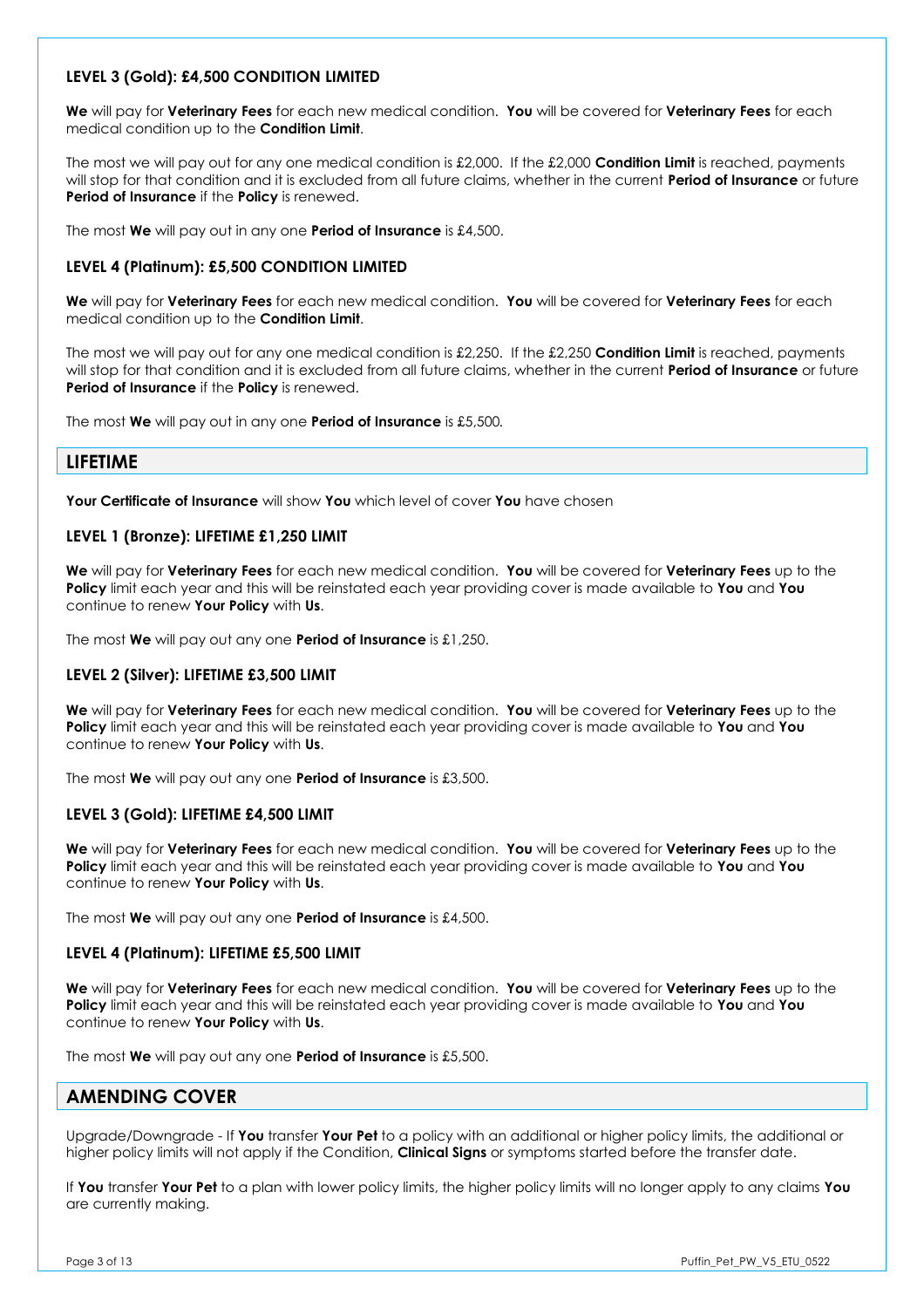### LEVEL 3 (Gold): £4,500 CONDITION LIMITED

**We** will pay for **Veterinary Fees** for each new medical condition. **You** will be covered for **Veterinary Fees** for each medical condition up to the **Condition Limit**.

The most we will pay out for any one medical condition is £2,000. If the £2,000 **Condition Limit** is reached, payments will stop for that condition and it is excluded from all future claims, whether in the current **Period of Insurance** or future **Period of Insurance** if the **Policy** is renewed.

The most **We** will pay out in any one **Period of Insurance** is £4,500.

### LEVEL 4 (Platinum): £5,500 CONDITION LIMITED

**We** will pay for **Veterinary Fees** for each new medical condition. **You** will be covered for **Veterinary Fees** for each medical condition up to the **Condition Limit**.

The most we will pay out for any one medical condition is £2,250. If the £2,250 **Condition Limit** is reached, payments will stop for that condition and it is excluded from all future claims, whether in the current **Period of Insurance** or future **Period of Insurance** if the **Policy** is renewed.

The most **We** will pay out in any one **Period of Insurance** is £5,500.

## LIFETIME

**Your Certificate of Insurance** will show **You** which level of cover **You** have chosen

### LEVEL 1 (Bronze): LIFETIME £1,250 LIMIT

**We** will pay for **Veterinary Fees** for each new medical condition. **You** will be covered for **Veterinary Fees** up to the **Policy** limit each year and this will be reinstated each year providing cover is made available to **You** and **You** continue to renew **Your Policy** with **Us**.

The most **We** will pay out any one **Period of Insurance** is £1,250.

### LEVEL 2 (Silver): LIFETIME £3,500 LIMIT

**We** will pay for **Veterinary Fees** for each new medical condition. **You** will be covered for **Veterinary Fees** up to the **Policy** limit each year and this will be reinstated each year providing cover is made available to **You** and **You** continue to renew **Your Policy** with **Us**.

The most **We** will pay out any one **Period of Insurance** is £3,500.

### LEVEL 3 (Gold): LIFETIME £4,500 LIMIT

**We** will pay for **Veterinary Fees** for each new medical condition. **You** will be covered for **Veterinary Fees** up to the **Policy** limit each year and this will be reinstated each year providing cover is made available to **You** and **You** continue to renew **Your Policy** with **Us**.

The most **We** will pay out any one **Period of Insurance** is £4,500.

### LEVEL 4 (Platinum): LIFETIME £5,500 LIMIT

**We** will pay for **Veterinary Fees** for each new medical condition. **You** will be covered for **Veterinary Fees** up to the **Policy** limit each year and this will be reinstated each year providing cover is made available to **You** and **You** continue to renew **Your Policy** with **Us**.

The most **We** will pay out any one **Period of Insurance** is £5,500.

## AMENDING COVER

Upgrade/Downgrade - If **You** transfer **Your Pet** to a policy with an additional or higher policy limits, the additional or higher policy limits will not apply if the Condition, **Clinical Signs** or symptoms started before the transfer date.

If **You** transfer **Your Pet** to a plan with lower policy limits, the higher policy limits will no longer apply to any claims **You** are currently making.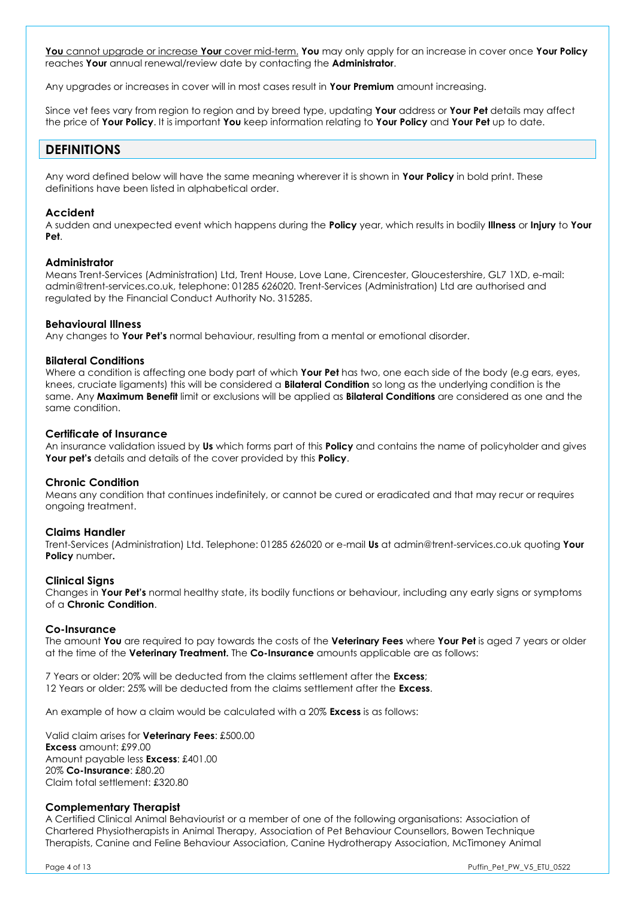**You** cannot upgrade or increase **Your** cover mid-term. **You** may only apply for an increase in cover once **Your Policy** reaches **Your** annual renewal/review date by contacting the **Administrator**.

Any upgrades or increases in cover will in most cases result in **Your Premium** amount increasing.

Since vet fees vary from region to region and by breed type, updating **Your** address or **Your Pet** details may affect the price of **Your Policy**. It is important **You** keep information relating to **Your Policy** and **Your Pet** up to date.

## DEFINITIONS

Any word defined below will have the same meaning wherever it is shown in **Your Policy** in bold print. These definitions have been listed in alphabetical order.

### Accident

A sudden and unexpected event which happens during the **Policy** year, which results in bodily **Illness** or **Injury** to **Your Pet**.

### Administrator

Means Trent-Services (Administration) Ltd, Trent House, Love Lane, Cirencester, Gloucestershire, GL7 1XD, e-mail: admin@trent-services.co.uk, telephone: 01285 626020. Trent-Services (Administration) Ltd are authorised and regulated by the Financial Conduct Authority No. 315285.

### Behavioural Illness

Any changes to **Your Pet's** normal behaviour, resulting from a mental or emotional disorder.

### Bilateral Conditions

Where a condition is affecting one body part of which **Your Pet** has two, one each side of the body (e.g ears, eyes, knees, cruciate ligaments) this will be considered a **Bilateral Condition** so long as the underlying condition is the same. Any **Maximum Benefit** limit or exclusions will be applied as **Bilateral Conditions** are considered as one and the same condition.

### Certificate of Insurance

An insurance validation issued by **Us** which forms part of this **Policy** and contains the name of policyholder and gives **Your pet's** details and details of the cover provided by this **Policy**.

### Chronic Condition

Means any condition that continues indefinitely, or cannot be cured or eradicated and that may recur or requires ongoing treatment.

### Claims Handler

Trent-Services (Administration) Ltd. Telephone: 01285 626020 or e-mail **Us** at admin@trent-services.co.uk quoting **Your Policy** number**.**

### Clinical Signs

Changes in **Your Pet's** normal healthy state, its bodily functions or behaviour, including any early signs or symptoms of a **Chronic Condition**.

### Co-Insurance

The amount **You** are required to pay towards the costs of the **Veterinary Fees** where **Your Pet** is aged 7 years or older at the time of the **Veterinary Treatment.** The **Co-Insurance** amounts applicable are as follows:

7 Years or older: 20% will be deducted from the claims settlement after the **Excess**;
12 Years or older: 25% will be deducted from the claims settlement after the **Excess**.

An example of how a claim would be calculated with a 20% **Excess** is as follows:

Valid claim arises for **Veterinary Fees**: £500.00
**Excess** amount: £99.00
Amount payable less **Excess**: £401.00
20% **Co-Insurance**: £80.20
Claim total settlement: £320.80

### Complementary Therapist

A Certified Clinical Animal Behaviourist or a member of one of the following organisations: Association of Chartered Physiotherapists in Animal Therapy, Association of Pet Behaviour Counsellors, Bowen Technique Therapists, Canine and Feline Behaviour Association, Canine Hydrotherapy Association, McTimoney Animal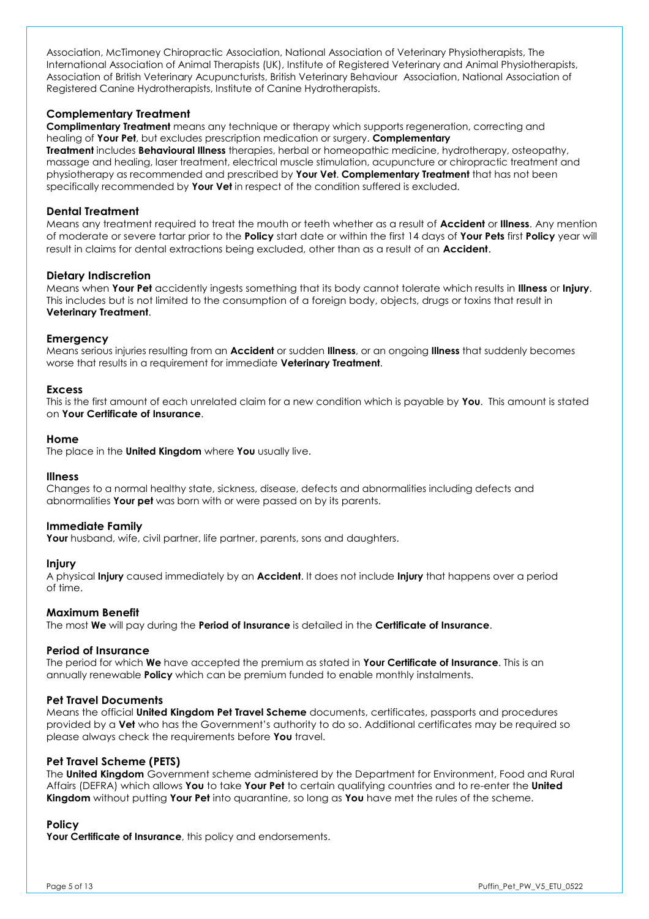Association, McTimoney Chiropractic Association, National Association of Veterinary Physiotherapists, The International Association of Animal Therapists (UK), Institute of Registered Veterinary and Animal Physiotherapists, Association of British Veterinary Acupuncturists, British Veterinary Behaviour Association, National Association of Registered Canine Hydrotherapists, Institute of Canine Hydrotherapists.

### Complementary Treatment

**Complimentary Treatment** means any technique or therapy which supports regeneration, correcting and healing of **Your Pet**, but excludes prescription medication or surgery. **Complementary Treatment** includes **Behavioural Illness** therapies, herbal or homeopathic medicine, hydrotherapy, osteopathy, massage and healing, laser treatment, electrical muscle stimulation, acupuncture or chiropractic treatment and physiotherapy as recommended and prescribed by **Your Vet**. **Complementary Treatment** that has not been specifically recommended by **Your Vet** in respect of the condition suffered is excluded.

### Dental Treatment

Means any treatment required to treat the mouth or teeth whether as a result of **Accident** or **Illness**. Any mention of moderate or severe tartar prior to the **Policy** start date or within the first 14 days of **Your Pets** first **Policy** year will result in claims for dental extractions being excluded, other than as a result of an **Accident.**

### Dietary Indiscretion

Means when **Your Pet** accidently ingests something that its body cannot tolerate which results in **Illness** or **Injury**. This includes but is not limited to the consumption of a foreign body, objects, drugs or toxins that result in **Veterinary Treatment**.

### Emergency

Means serious injuries resulting from an **Accident** or sudden **Illness**, or an ongoing **Illness** that suddenly becomes worse that results in a requirement for immediate **Veterinary Treatment**.

### Excess

This is the first amount of each unrelated claim for a new condition which is payable by **You**. This amount is stated on **Your Certificate of Insurance**.

### Home

The place in the **United Kingdom** where **You** usually live.

### Illness

Changes to a normal healthy state, sickness, disease, defects and abnormalities including defects and abnormalities **Your pet** was born with or were passed on by its parents.

### Immediate Family

**Your** husband, wife, civil partner, life partner, parents, sons and daughters.

### Injury

A physical **Injury** caused immediately by an **Accident**. It does not include **Injury** that happens over a period of time.

### Maximum Benefit

The most **We** will pay during the **Period of Insurance** is detailed in the **Certificate of Insurance**.

### Period of Insurance

The period for which **We** have accepted the premium as stated in **Your Certificate of Insurance**. This is an annually renewable **Policy** which can be premium funded to enable monthly instalments.

### Pet Travel Documents

Means the official **United Kingdom Pet Travel Scheme** documents, certificates, passports and procedures provided by a **Vet** who has the Government's authority to do so. Additional certificates may be required so please always check the requirements before **You** travel.

### Pet Travel Scheme (PETS)

The **United Kingdom** Government scheme administered by the Department for Environment, Food and Rural Affairs (DEFRA) which allows **You** to take **Your Pet** to certain qualifying countries and to re-enter the **United Kingdom** without putting **Your Pet** into quarantine, so long as **You** have met the rules of the scheme.

### Policy

**Your Certificate of Insurance**, this policy and endorsements.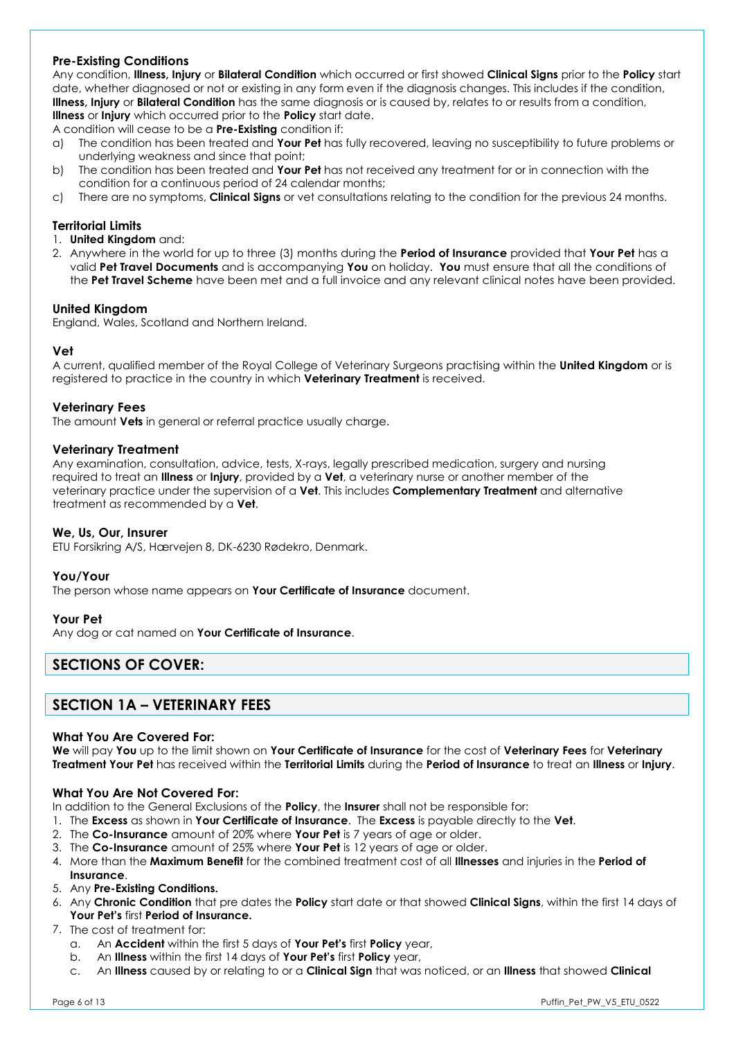### Pre-Existing Conditions

Any condition, **Illness, Injury** or **Bilateral Condition** which occurred or first showed **Clinical Signs** prior to the **Policy** start date, whether diagnosed or not or existing in any form even if the diagnosis changes. This includes if the condition, **Illness, Injury** or **Bilateral Condition** has the same diagnosis or is caused by, relates to or results from a condition, **Illness** or **Injury** which occurred prior to the **Policy** start date.

A condition will cease to be a **Pre-Existing** condition if:

a) The condition has been treated and **Your Pet** has fully recovered, leaving no susceptibility to future problems or underlying weakness and since that point;
b) The condition has been treated and **Your Pet** has not received any treatment for or in connection with the condition for a continuous period of 24 calendar months;
c) There are no symptoms, **Clinical Signs** or vet consultations relating to the condition for the previous 24 months.

### Territorial Limits

1. **United Kingdom** and:
2. Anywhere in the world for up to three (3) months during the **Period of Insurance** provided that **Your Pet** has a valid **Pet Travel Documents** and is accompanying **You** on holiday. **You** must ensure that all the conditions of the **Pet Travel Scheme** have been met and a full invoice and any relevant clinical notes have been provided.

### United Kingdom

England, Wales, Scotland and Northern Ireland.

### Vet

A current, qualified member of the Royal College of Veterinary Surgeons practising within the **United Kingdom** or is registered to practice in the country in which **Veterinary Treatment** is received.

### Veterinary Fees

The amount **Vets** in general or referral practice usually charge.

### Veterinary Treatment

Any examination, consultation, advice, tests, X-rays, legally prescribed medication, surgery and nursing required to treat an **Illness** or **Injury**, provided by a **Vet**, a veterinary nurse or another member of the veterinary practice under the supervision of a **Vet**. This includes **Complementary Treatment** and alternative treatment as recommended by a **Vet**.

### We, Us, Our, Insurer

ETU Forsikring A/S, Hærvejen 8, DK-6230 Rødekro, Denmark.

### You/Your

The person whose name appears on **Your Certificate of Insurance** document.

### Your Pet

Any dog or cat named on **Your Certificate of Insurance**.

## SECTIONS OF COVER:

## SECTION 1A – VETERINARY FEES

### What You Are Covered For:

**We** will pay **You** up to the limit shown on **Your Certificate of Insurance** for the cost of **Veterinary Fees** for **Veterinary Treatment Your Pet** has received within the **Territorial Limits** during the **Period of Insurance** to treat an **Illness** or **Injury**.

### What You Are Not Covered For:

In addition to the General Exclusions of the **Policy**, the **Insurer** shall not be responsible for:

1. The **Excess** as shown in **Your Certificate of Insurance**. The **Excess** is payable directly to the **Vet**.
2. The **Co-Insurance** amount of 20% where **Your Pet** is 7 years of age or older.
3. The **Co-Insurance** amount of 25% where **Your Pet** is 12 years of age or older.
4. More than the **Maximum Benefit** for the combined treatment cost of all **Illnesses** and injuries in the **Period of Insurance**.
5. Any **Pre-Existing Conditions.**
6. Any **Chronic Condition** that pre dates the **Policy** start date or that showed **Clinical Signs**, within the first 14 days of **Your Pet's** first **Period of Insurance.**
7. The cost of treatment for:
   a. An **Accident** within the first 5 days of **Your Pet's** first **Policy** year,
   b. An **Illness** within the first 14 days of **Your Pet's** first **Policy** year,
   c. An **Illness** caused by or relating to or a **Clinical Sign** that was noticed, or an **Illness** that showed **Clinical**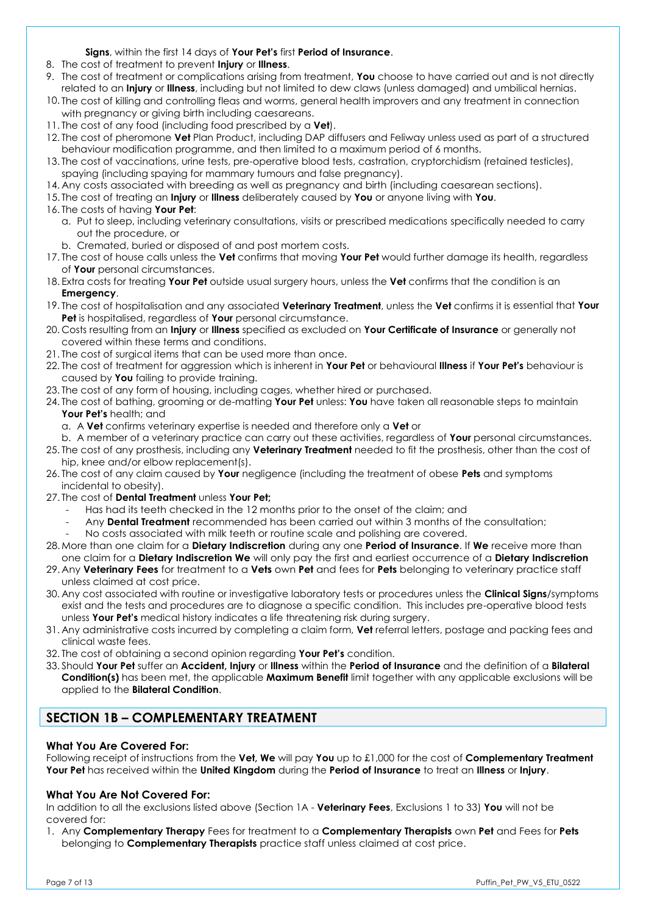**Signs**, within the first 14 days of **Your Pet's** first **Period of Insurance**.

8. The cost of treatment to prevent **Injury** or **Illness**.
9. The cost of treatment or complications arising from treatment, **You** choose to have carried out and is not directly related to an **Injury** or **Illness**, including but not limited to dew claws (unless damaged) and umbilical hernias.
10. The cost of killing and controlling fleas and worms, general health improvers and any treatment in connection with pregnancy or giving birth including caesareans.
11. The cost of any food (including food prescribed by a **Vet**).
12. The cost of pheromone **Vet** Plan Product, including DAP diffusers and Feliway unless used as part of a structured behaviour modification programme, and then limited to a maximum period of 6 months.
13. The cost of vaccinations, urine tests, pre-operative blood tests, castration, cryptorchidism (retained testicles), spaying (including spaying for mammary tumours and false pregnancy).
14. Any costs associated with breeding as well as pregnancy and birth (including caesarean sections).
15. The cost of treating an **Injury** or **Illness** deliberately caused by **You** or anyone living with **You**.
16. The costs of having **Your Pet**:
    a. Put to sleep, including veterinary consultations, visits or prescribed medications specifically needed to carry out the procedure, or
    b. Cremated, buried or disposed of and post mortem costs.
17. The cost of house calls unless the **Vet** confirms that moving **Your Pet** would further damage its health, regardless of **Your** personal circumstances.
18. Extra costs for treating **Your Pet** outside usual surgery hours, unless the **Vet** confirms that the condition is an **Emergency**.
19. The cost of hospitalisation and any associated **Veterinary Treatment**, unless the **Vet** confirms it is essential that **Your Pet** is hospitalised, regardless of **Your** personal circumstance.
20. Costs resulting from an **Injury** or **Illness** specified as excluded on **Your Certificate of Insurance** or generally not covered within these terms and conditions.
21. The cost of surgical items that can be used more than once.
22. The cost of treatment for aggression which is inherent in **Your Pet** or behavioural **Illness** if **Your Pet's** behaviour is caused by **You** failing to provide training.
23. The cost of any form of housing, including cages, whether hired or purchased.
24. The cost of bathing, grooming or de-matting **Your Pet** unless: **You** have taken all reasonable steps to maintain **Your Pet's** health; and
    a. A **Vet** confirms veterinary expertise is needed and therefore only a **Vet** or
    b. A member of a veterinary practice can carry out these activities, regardless of **Your** personal circumstances.
25. The cost of any prosthesis, including any **Veterinary Treatment** needed to fit the prosthesis, other than the cost of hip, knee and/or elbow replacement(s).
26. The cost of any claim caused by **Your** negligence (including the treatment of obese **Pets** and symptoms incidental to obesity).
27. The cost of **Dental Treatment** unless **Your Pet;**
    - Has had its teeth checked in the 12 months prior to the onset of the claim; and
    - Any **Dental Treatment** recommended has been carried out within 3 months of the consultation;
    - No costs associated with milk teeth or routine scale and polishing are covered.
28. More than one claim for a **Dietary Indiscretion** during any one **Period of Insurance**. If **We** receive more than one claim for a **Dietary Indiscretion We** will only pay the first and earliest occurrence of a **Dietary Indiscretion**
29. Any **Veterinary Fees** for treatment to a **Vets** own **Pet** and fees for **Pets** belonging to veterinary practice staff unless claimed at cost price.
30. Any cost associated with routine or investigative laboratory tests or procedures unless the **Clinical Signs**/symptoms exist and the tests and procedures are to diagnose a specific condition. This includes pre-operative blood tests unless **Your Pet's** medical history indicates a life threatening risk during surgery.
31. Any administrative costs incurred by completing a claim form, **Vet** referral letters, postage and packing fees and clinical waste fees.
32. The cost of obtaining a second opinion regarding **Your Pet's** condition.
33. Should **Your Pet** suffer an **Accident, Injury** or **Illness** within the **Period of Insurance** and the definition of a **Bilateral Condition(s)** has been met, the applicable **Maximum Benefit** limit together with any applicable exclusions will be applied to the **Bilateral Condition**.

## SECTION 1B – COMPLEMENTARY TREATMENT

### What You Are Covered For:

Following receipt of instructions from the **Vet, We** will pay **You** up to £1,000 for the cost of **Complementary Treatment Your Pet** has received within the **United Kingdom** during the **Period of Insurance** to treat an **Illness** or **Injury**.

### What You Are Not Covered For:

In addition to all the exclusions listed above (Section 1A - **Veterinary Fees**, Exclusions 1 to 33) **You** will not be covered for:

1. Any **Complementary Therapy** Fees for treatment to a **Complementary Therapists** own **Pet** and Fees for **Pets** belonging to **Complementary Therapists** practice staff unless claimed at cost price.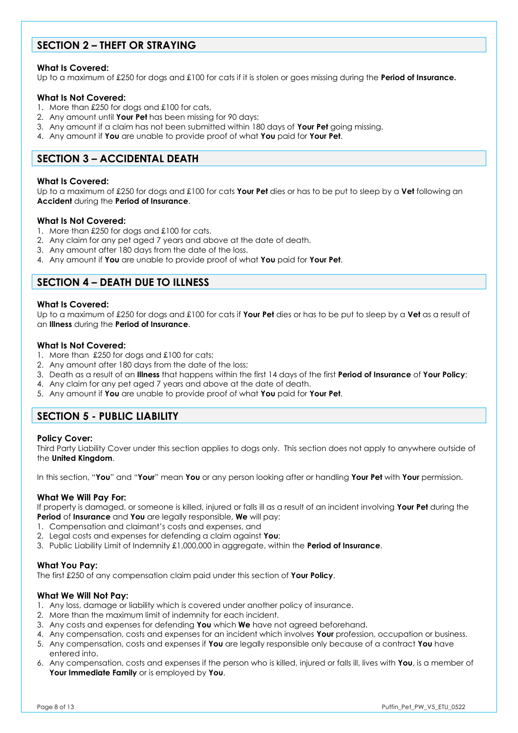## SECTION 2 – THEFT OR STRAYING

### What Is Covered:

Up to a maximum of £250 for dogs and £100 for cats if it is stolen or goes missing during the **Period of Insurance.**

### What Is Not Covered:

1. More than £250 for dogs and £100 for cats,
2. Any amount until **Your Pet** has been missing for 90 days;
3. Any amount if a claim has not been submitted within 180 days of **Your Pet** going missing.
4. Any amount if **You** are unable to provide proof of what **You** paid for **Your Pet**.

## SECTION 3 – ACCIDENTAL DEATH

### What Is Covered:

Up to a maximum of £250 for dogs and £100 for cats **Your Pet** dies or has to be put to sleep by a **Vet** following an **Accident** during the **Period of Insurance**.

### What Is Not Covered:

1. More than £250 for dogs and £100 for cats.
2. Any claim for any pet aged 7 years and above at the date of death.
3. Any amount after 180 days from the date of the loss.
4. Any amount if **You** are unable to provide proof of what **You** paid for **Your Pet**.

## SECTION 4 – DEATH DUE TO ILLNESS

### What Is Covered:

Up to a maximum of £250 for dogs and £100 for cats if **Your Pet** dies or has to be put to sleep by a **Vet** as a result of an **Illness** during the **Period of Insurance**.

### What Is Not Covered:

1. More than £250 for dogs and £100 for cats;
2. Any amount after 180 days from the date of the loss;
3. Death as a result of an **Illness** that happens within the first 14 days of the first **Period of Insurance** of **Your Policy**;
4. Any claim for any pet aged 7 years and above at the date of death.
5. Any amount if **You** are unable to provide proof of what **You** paid for **Your Pet**.

## SECTION 5 - PUBLIC LIABILITY

### Policy Cover:

Third Party Liability Cover under this section applies to dogs only. This section does not apply to anywhere outside of the **United Kingdom**.

In this section, "**You**" and "**Your**" mean **You** or any person looking after or handling **Your Pet** with **Your** permission.

### What We Will Pay For:

If property is damaged, or someone is killed, injured or falls ill as a result of an incident involving **Your Pet** during the **Period** of **Insurance** and **You** are legally responsible, **We** will pay:

1. Compensation and claimant's costs and expenses, and
2. Legal costs and expenses for defending a claim against **You**;
3. Public Liability Limit of Indemnity £1,000,000 in aggregate, within the **Period of Insurance**.

### What You Pay:

The first £250 of any compensation claim paid under this section of **Your Policy**.

### What We Will Not Pay:

1. Any loss, damage or liability which is covered under another policy of insurance.
2. More than the maximum limit of indemnity for each incident.
3. Any costs and expenses for defending **You** which **We** have not agreed beforehand.
4. Any compensation, costs and expenses for an incident which involves **Your** profession, occupation or business.
5. Any compensation, costs and expenses if **You** are legally responsible only because of a contract **You** have entered into.
6. Any compensation, costs and expenses if the person who is killed, injured or falls ill, lives with **You**, is a member of **Your Immediate Family** or is employed by **You**.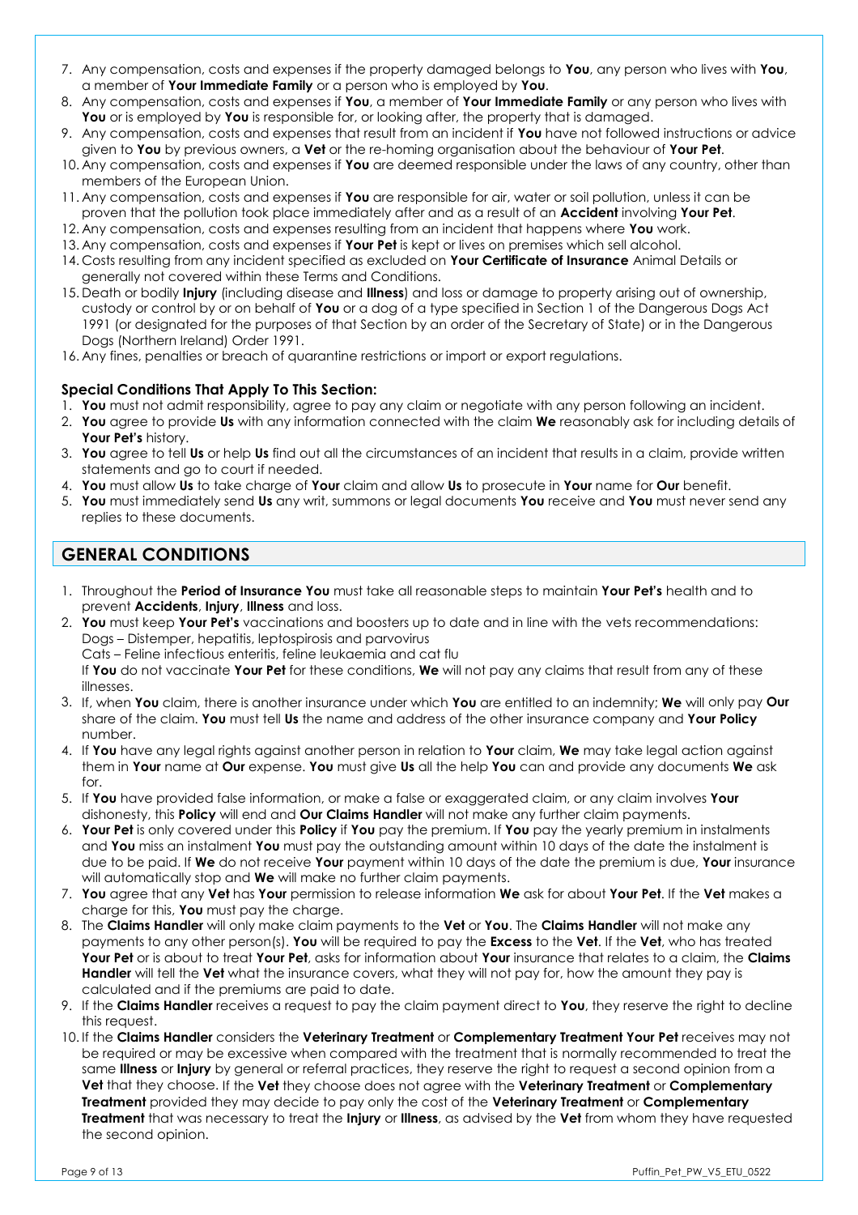7. Any compensation, costs and expenses if the property damaged belongs to **You**, any person who lives with **You**, a member of **Your Immediate Family** or a person who is employed by **You**.
8. Any compensation, costs and expenses if **You**, a member of **Your Immediate Family** or any person who lives with **You** or is employed by **You** is responsible for, or looking after, the property that is damaged.
9. Any compensation, costs and expenses that result from an incident if **You** have not followed instructions or advice given to **You** by previous owners, a **Vet** or the re-homing organisation about the behaviour of **Your Pet**.
10. Any compensation, costs and expenses if **You** are deemed responsible under the laws of any country, other than members of the European Union.
11. Any compensation, costs and expenses if **You** are responsible for air, water or soil pollution, unless it can be proven that the pollution took place immediately after and as a result of an **Accident** involving **Your Pet**.
12. Any compensation, costs and expenses resulting from an incident that happens where **You** work.
13. Any compensation, costs and expenses if **Your Pet** is kept or lives on premises which sell alcohol.
14. Costs resulting from any incident specified as excluded on **Your Certificate of Insurance** Animal Details or generally not covered within these Terms and Conditions.
15. Death or bodily **Injury** (including disease and **Illness**) and loss or damage to property arising out of ownership, custody or control by or on behalf of **You** or a dog of a type specified in Section 1 of the Dangerous Dogs Act 1991 (or designated for the purposes of that Section by an order of the Secretary of State) or in the Dangerous Dogs (Northern Ireland) Order 1991.
16. Any fines, penalties or breach of quarantine restrictions or import or export regulations.

### Special Conditions That Apply To This Section:

1. **You** must not admit responsibility, agree to pay any claim or negotiate with any person following an incident.
2. **You** agree to provide **Us** with any information connected with the claim **We** reasonably ask for including details of **Your Pet's** history.
3. **You** agree to tell **Us** or help **Us** find out all the circumstances of an incident that results in a claim, provide written statements and go to court if needed.
4. **You** must allow **Us** to take charge of **Your** claim and allow **Us** to prosecute in **Your** name for **Our** benefit.
5. **You** must immediately send **Us** any writ, summons or legal documents **You** receive and **You** must never send any replies to these documents.

## GENERAL CONDITIONS

1. Throughout the **Period of Insurance You** must take all reasonable steps to maintain **Your Pet's** health and to prevent **Accidents**, **Injury**, **Illness** and loss.
2. **You** must keep **Your Pet's** vaccinations and boosters up to date and in line with the vets recommendations:
   Dogs – Distemper, hepatitis, leptospirosis and parvovirus
   Cats – Feline infectious enteritis, feline leukaemia and cat flu
   If **You** do not vaccinate **Your Pet** for these conditions, **We** will not pay any claims that result from any of these illnesses.
3. If, when **You** claim, there is another insurance under which **You** are entitled to an indemnity; **We** will only pay **Our** share of the claim. **You** must tell **Us** the name and address of the other insurance company and **Your Policy** number.
4. If **You** have any legal rights against another person in relation to **Your** claim, **We** may take legal action against them in **Your** name at **Our** expense. **You** must give **Us** all the help **You** can and provide any documents **We** ask for.
5. If **You** have provided false information, or make a false or exaggerated claim, or any claim involves **Your** dishonesty, this **Policy** will end and **Our Claims Handler** will not make any further claim payments.
6. **Your Pet** is only covered under this **Policy** if **You** pay the premium. If **You** pay the yearly premium in instalments and **You** miss an instalment **You** must pay the outstanding amount within 10 days of the date the instalment is due to be paid. If **We** do not receive **Your** payment within 10 days of the date the premium is due, **Your** insurance will automatically stop and **We** will make no further claim payments.
7. **You** agree that any **Vet** has **Your** permission to release information **We** ask for about **Your Pet**. If the **Vet** makes a charge for this, **You** must pay the charge.
8. The **Claims Handler** will only make claim payments to the **Vet** or **You**. The **Claims Handler** will not make any payments to any other person(s). **You** will be required to pay the **Excess** to the **Vet**. If the **Vet**, who has treated **Your Pet** or is about to treat **Your Pet**, asks for information about **Your** insurance that relates to a claim, the **Claims Handler** will tell the **Vet** what the insurance covers, what they will not pay for, how the amount they pay is calculated and if the premiums are paid to date.
9. If the **Claims Handler** receives a request to pay the claim payment direct to **You**, they reserve the right to decline this request.
10. If the **Claims Handler** considers the **Veterinary Treatment** or **Complementary Treatment Your Pet** receives may not be required or may be excessive when compared with the treatment that is normally recommended to treat the same **Illness** or **Injury** by general or referral practices, they reserve the right to request a second opinion from a **Vet** that they choose. If the **Vet** they choose does not agree with the **Veterinary Treatment** or **Complementary Treatment** provided they may decide to pay only the cost of the **Veterinary Treatment** or **Complementary Treatment** that was necessary to treat the **Injury** or **Illness**, as advised by the **Vet** from whom they have requested the second opinion.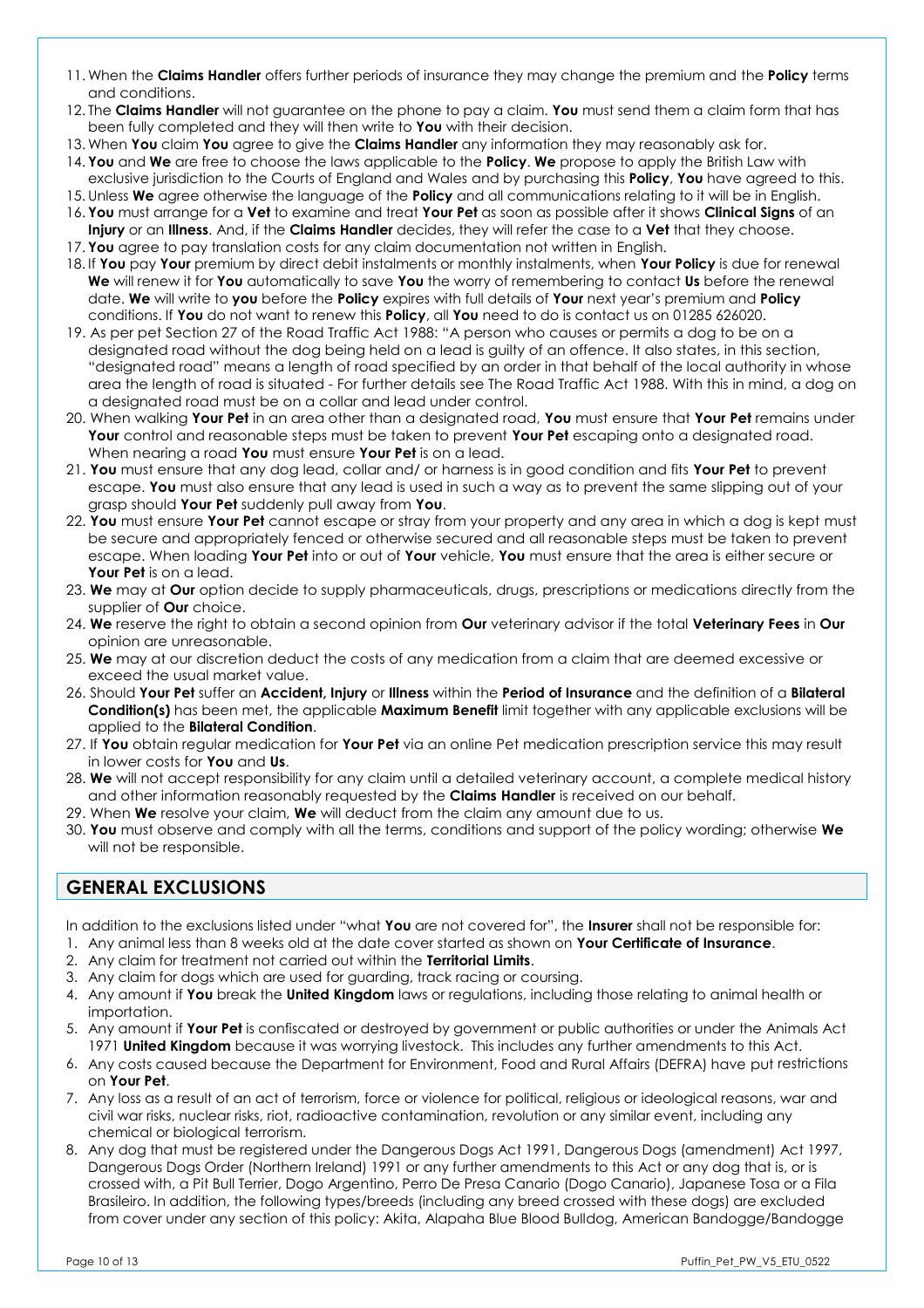11. When the **Claims Handler** offers further periods of insurance they may change the premium and the **Policy** terms and conditions.
12. The **Claims Handler** will not guarantee on the phone to pay a claim. **You** must send them a claim form that has been fully completed and they will then write to **You** with their decision.
13. When **You** claim **You** agree to give the **Claims Handler** any information they may reasonably ask for.
14. **You** and **We** are free to choose the laws applicable to the **Policy**. **We** propose to apply the British Law with exclusive jurisdiction to the Courts of England and Wales and by purchasing this **Policy**, **You** have agreed to this.
15. Unless **We** agree otherwise the language of the **Policy** and all communications relating to it will be in English.
16. **You** must arrange for a **Vet** to examine and treat **Your Pet** as soon as possible after it shows **Clinical Signs** of an **Injury** or an **Illness**. And, if the **Claims Handler** decides, they will refer the case to a **Vet** that they choose.
17. **You** agree to pay translation costs for any claim documentation not written in English.
18. If **You** pay **Your** premium by direct debit instalments or monthly instalments, when **Your Policy** is due for renewal **We** will renew it for **You** automatically to save **You** the worry of remembering to contact **Us** before the renewal date. **We** will write to **you** before the **Policy** expires with full details of **Your** next year's premium and **Policy** conditions. If **You** do not want to renew this **Policy**, all **You** need to do is contact us on 01285 626020.
19. As per pet Section 27 of the Road Traffic Act 1988: "A person who causes or permits a dog to be on a designated road without the dog being held on a lead is guilty of an offence. It also states, in this section, "designated road" means a length of road specified by an order in that behalf of the local authority in whose area the length of road is situated - For further details see The Road Traffic Act 1988. With this in mind, a dog on a designated road must be on a collar and lead under control.
20. When walking **Your Pet** in an area other than a designated road, **You** must ensure that **Your Pet** remains under **Your** control and reasonable steps must be taken to prevent **Your Pet** escaping onto a designated road. When nearing a road **You** must ensure **Your Pet** is on a lead.
21. **You** must ensure that any dog lead, collar and/ or harness is in good condition and fits **Your Pet** to prevent escape. **You** must also ensure that any lead is used in such a way as to prevent the same slipping out of your grasp should **Your Pet** suddenly pull away from **You**.
22. **You** must ensure **Your Pet** cannot escape or stray from your property and any area in which a dog is kept must be secure and appropriately fenced or otherwise secured and all reasonable steps must be taken to prevent escape. When loading **Your Pet** into or out of **Your** vehicle, **You** must ensure that the area is either secure or **Your Pet** is on a lead.
23. **We** may at **Our** option decide to supply pharmaceuticals, drugs, prescriptions or medications directly from the supplier of **Our** choice.
24. **We** reserve the right to obtain a second opinion from **Our** veterinary advisor if the total **Veterinary Fees** in **Our** opinion are unreasonable.
25. **We** may at our discretion deduct the costs of any medication from a claim that are deemed excessive or exceed the usual market value.
26. Should **Your Pet** suffer an **Accident, Injury** or **Illness** within the **Period of Insurance** and the definition of a **Bilateral Condition(s)** has been met, the applicable **Maximum Benefit** limit together with any applicable exclusions will be applied to the **Bilateral Condition**.
27. If **You** obtain regular medication for **Your Pet** via an online Pet medication prescription service this may result in lower costs for **You** and **Us**.
28. **We** will not accept responsibility for any claim until a detailed veterinary account, a complete medical history and other information reasonably requested by the **Claims Handler** is received on our behalf.
29. When **We** resolve your claim, **We** will deduct from the claim any amount due to us.
30. **You** must observe and comply with all the terms, conditions and support of the policy wording; otherwise **We** will not be responsible.

## GENERAL EXCLUSIONS

In addition to the exclusions listed under "what **You** are not covered for", the **Insurer** shall not be responsible for:

1. Any animal less than 8 weeks old at the date cover started as shown on **Your Certificate of Insurance**.
2. Any claim for treatment not carried out within the **Territorial Limits**.
3. Any claim for dogs which are used for guarding, track racing or coursing.
4. Any amount if **You** break the **United Kingdom** laws or regulations, including those relating to animal health or importation.
5. Any amount if **Your Pet** is confiscated or destroyed by government or public authorities or under the Animals Act 1971 **United Kingdom** because it was worrying livestock. This includes any further amendments to this Act.
6. Any costs caused because the Department for Environment, Food and Rural Affairs (DEFRA) have put restrictions on **Your Pet**.
7. Any loss as a result of an act of terrorism, force or violence for political, religious or ideological reasons, war and civil war risks, nuclear risks, riot, radioactive contamination, revolution or any similar event, including any chemical or biological terrorism.
8. Any dog that must be registered under the Dangerous Dogs Act 1991, Dangerous Dogs (amendment) Act 1997, Dangerous Dogs Order (Northern Ireland) 1991 or any further amendments to this Act or any dog that is, or is crossed with, a Pit Bull Terrier, Dogo Argentino, Perro De Presa Canario (Dogo Canario), Japanese Tosa or a Fila Brasileiro. In addition, the following types/breeds (including any breed crossed with these dogs) are excluded from cover under any section of this policy: Akita, Alapaha Blue Blood Bulldog, American Bandogge/Bandogge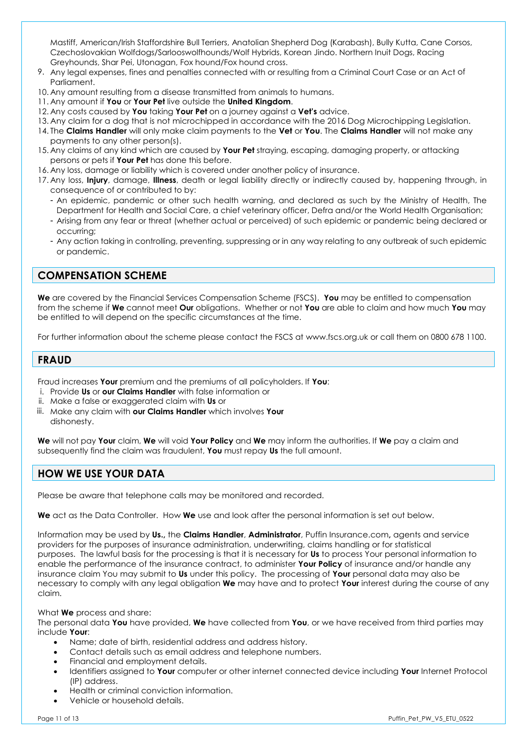Mastiff, American/Irish Staffordshire Bull Terriers, Anatolian Shepherd Dog (Karabash), Bully Kutta, Cane Corsos, Czechoslovakian Wolfdogs/Sarlooswolfhounds/Wolf Hybrids, Korean Jindo. Northern Inuit Dogs, Racing Greyhounds, Shar Pei, Utonagan, Fox hound/Fox hound cross.

9. Any legal expenses, fines and penalties connected with or resulting from a Criminal Court Case or an Act of Parliament.
10. Any amount resulting from a disease transmitted from animals to humans.
11. Any amount if **You** or **Your Pet** live outside the **United Kingdom**.
12. Any costs caused by **You** taking **Your Pet** on a journey against a **Vet's** advice.
13. Any claim for a dog that is not microchipped in accordance with the 2016 Dog Microchipping Legislation.
14. The **Claims Handler** will only make claim payments to the **Vet** or **You**. The **Claims Handler** will not make any payments to any other person(s).
15. Any claims of any kind which are caused by **Your Pet** straying, escaping, damaging property, or attacking persons or pets if **Your Pet** has done this before.
16. Any loss, damage or liability which is covered under another policy of insurance.
17. Any loss, **Injury**, damage, **Illness**, death or legal liability directly or indirectly caused by, happening through, in consequence of or contributed to by:
    - An epidemic, pandemic or other such health warning, and declared as such by the Ministry of Health, The Department for Health and Social Care, a chief veterinary officer, Defra and/or the World Health Organisation;
    - Arising from any fear or threat (whether actual or perceived) of such epidemic or pandemic being declared or occurring;
    - Any action taking in controlling, preventing, suppressing or in any way relating to any outbreak of such epidemic or pandemic.

## COMPENSATION SCHEME

**We** are covered by the Financial Services Compensation Scheme (FSCS). **You** may be entitled to compensation from the scheme if **We** cannot meet **Our** obligations. Whether or not **You** are able to claim and how much **You** may be entitled to will depend on the specific circumstances at the time.

For further information about the scheme please contact the FSCS at www.fscs.org.uk or call them on 0800 678 1100.

## FRAUD

Fraud increases **Your** premium and the premiums of all policyholders. If **You**:

i. Provide **Us** or **our Claims Handler** with false information or
ii. Make a false or exaggerated claim with **Us** or
iii. Make any claim with **our Claims Handler** which involves **Your** dishonesty.

**We** will not pay **Your** claim, **We** will void **Your Policy** and **We** may inform the authorities. If **We** pay a claim and subsequently find the claim was fraudulent, **You** must repay **Us** the full amount.

## HOW WE USE YOUR DATA

Please be aware that telephone calls may be monitored and recorded.

**We** act as the Data Controller. How **We** use and look after the personal information is set out below.

Information may be used by **Us.,** the **Claims Handler**, **Administrator**, Puffin Insurance.com**,** agents and service providers for the purposes of insurance administration, underwriting, claims handling or for statistical purposes. The lawful basis for the processing is that it is necessary for **Us** to process Your personal information to enable the performance of the insurance contract, to administer **Your Policy** of insurance and/or handle any insurance claim You may submit to **Us** under this policy. The processing of **Your** personal data may also be necessary to comply with any legal obligation **We** may have and to protect **Your** interest during the course of any claim.

What **We** process and share:
The personal data **You** have provided, **We** have collected from **You**, or we have received from third parties may include **Your**:

- Name; date of birth, residential address and address history.
- Contact details such as email address and telephone numbers.
- Financial and employment details.
- Identifiers assigned to **Your** computer or other internet connected device including **Your** Internet Protocol (IP) address.
- Health or criminal conviction information.
- Vehicle or household details.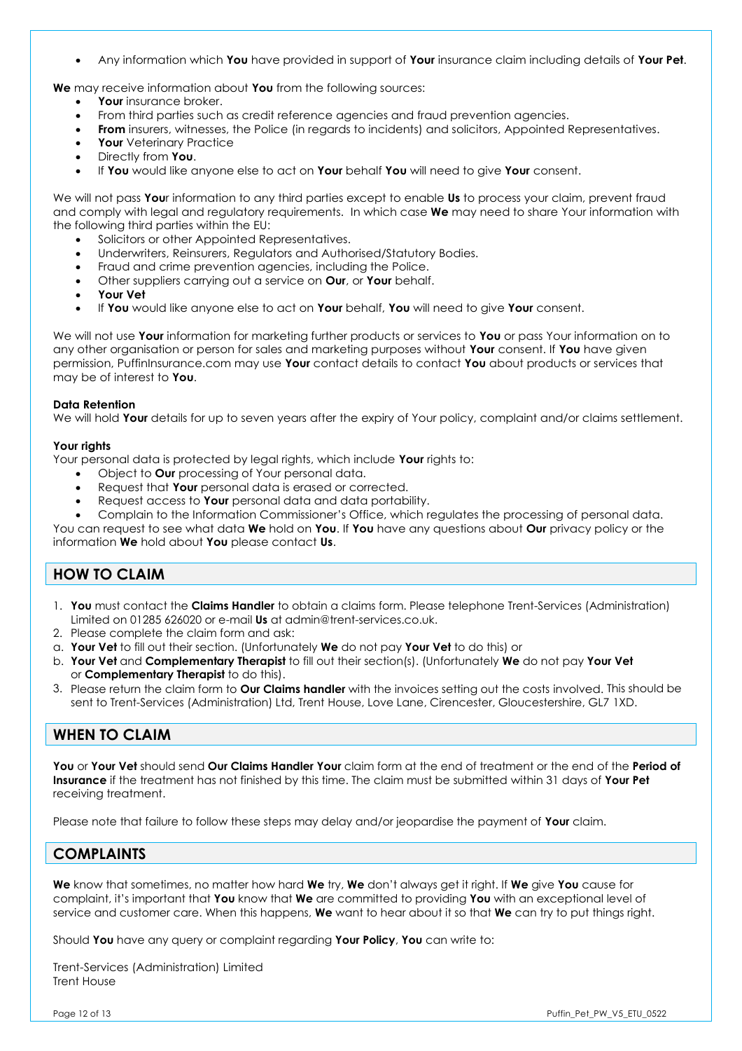- Any information which **You** have provided in support of **Your** insurance claim including details of **Your Pet**.

**We** may receive information about **You** from the following sources:

- **Your** insurance broker.
- From third parties such as credit reference agencies and fraud prevention agencies.
- **From** insurers, witnesses, the Police (in regards to incidents) and solicitors, Appointed Representatives.
- **Your** Veterinary Practice
- Directly from **You**.
- If **You** would like anyone else to act on **Your** behalf **You** will need to give **Your** consent.

We will not pass **You**r information to any third parties except to enable **Us** to process your claim, prevent fraud and comply with legal and regulatory requirements. In which case **We** may need to share Your information with the following third parties within the EU:

- Solicitors or other Appointed Representatives.
- Underwriters, Reinsurers, Regulators and Authorised/Statutory Bodies.
- Fraud and crime prevention agencies, including the Police.
- Other suppliers carrying out a service on **Our**, or **Your** behalf.
- **Your Vet**
- If **You** would like anyone else to act on **Your** behalf, **You** will need to give **Your** consent.

We will not use **Your** information for marketing further products or services to **You** or pass Your information on to any other organisation or person for sales and marketing purposes without **Your** consent. If **You** have given permission, PuffinInsurance.com may use **Your** contact details to contact **You** about products or services that may be of interest to **You**.

**Data Retention**

We will hold **Your** details for up to seven years after the expiry of Your policy, complaint and/or claims settlement.

**Your rights**

Your personal data is protected by legal rights, which include **Your** rights to:

- Object to **Our** processing of Your personal data.
- Request that **Your** personal data is erased or corrected.
- Request access to **Your** personal data and data portability.
- Complain to the Information Commissioner's Office, which regulates the processing of personal data.

You can request to see what data **We** hold on **You**. If **You** have any questions about **Our** privacy policy or the information **We** hold about **You** please contact **Us**.

## HOW TO CLAIM

1. **You** must contact the **Claims Handler** to obtain a claims form. Please telephone Trent-Services (Administration) Limited on 01285 626020 or e-mail **Us** at admin@trent-services.co.uk.
2. Please complete the claim form and ask:

a. **Your Vet** to fill out their section. (Unfortunately **We** do not pay **Your Vet** to do this) or

b. **Your Vet** and **Complementary Therapist** to fill out their section(s). (Unfortunately **We** do not pay **Your Vet** or **Complementary Therapist** to do this).

3. Please return the claim form to **Our Claims handler** with the invoices setting out the costs involved. This should be sent to Trent-Services (Administration) Ltd, Trent House, Love Lane, Cirencester, Gloucestershire, GL7 1XD.

## WHEN TO CLAIM

**You** or **Your Vet** should send **Our Claims Handler Your** claim form at the end of treatment or the end of the **Period of Insurance** if the treatment has not finished by this time. The claim must be submitted within 31 days of **Your Pet** receiving treatment.

Please note that failure to follow these steps may delay and/or jeopardise the payment of **Your** claim.

## COMPLAINTS

**We** know that sometimes, no matter how hard **We** try, **We** don't always get it right. If **We** give **You** cause for complaint, it's important that **You** know that **We** are committed to providing **You** with an exceptional level of service and customer care. When this happens, **We** want to hear about it so that **We** can try to put things right.

Should **You** have any query or complaint regarding **Your Policy**, **You** can write to:

Trent-Services (Administration) Limited
Trent House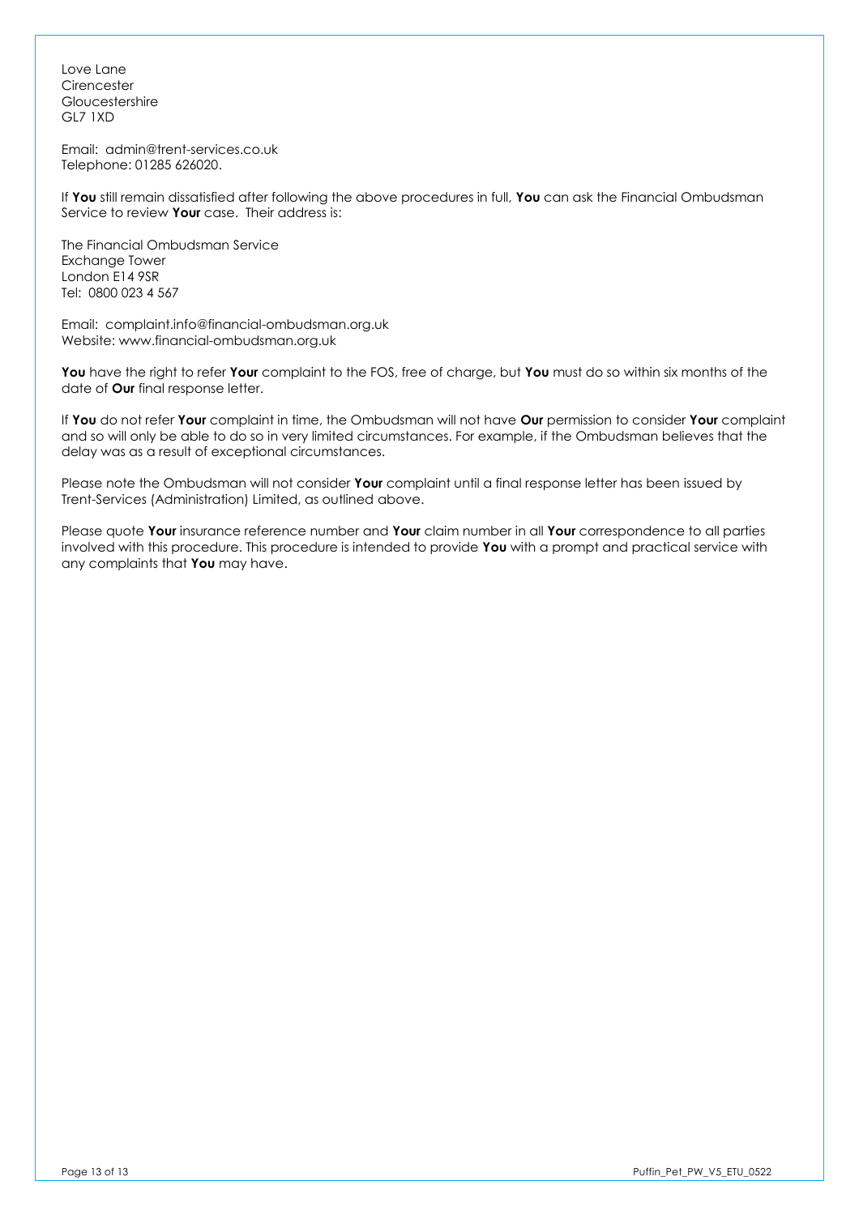Love Lane
Cirencester
Gloucestershire
GL7 1XD

Email: admin@trent-services.co.uk
Telephone: 01285 626020.

If **You** still remain dissatisfied after following the above procedures in full, **You** can ask the Financial Ombudsman Service to review **Your** case. Their address is:

The Financial Ombudsman Service
Exchange Tower
London E14 9SR
Tel: 0800 023 4 567

Email: complaint.info@financial-ombudsman.org.uk
Website: www.financial-ombudsman.org.uk

**You** have the right to refer **Your** complaint to the FOS, free of charge, but **You** must do so within six months of the date of **Our** final response letter.

If **You** do not refer **Your** complaint in time, the Ombudsman will not have **Our** permission to consider **Your** complaint and so will only be able to do so in very limited circumstances. For example, if the Ombudsman believes that the delay was as a result of exceptional circumstances.

Please note the Ombudsman will not consider **Your** complaint until a final response letter has been issued by Trent-Services (Administration) Limited, as outlined above.

Please quote **Your** insurance reference number and **Your** claim number in all **Your** correspondence to all parties involved with this procedure. This procedure is intended to provide **You** with a prompt and practical service with any complaints that **You** may have.